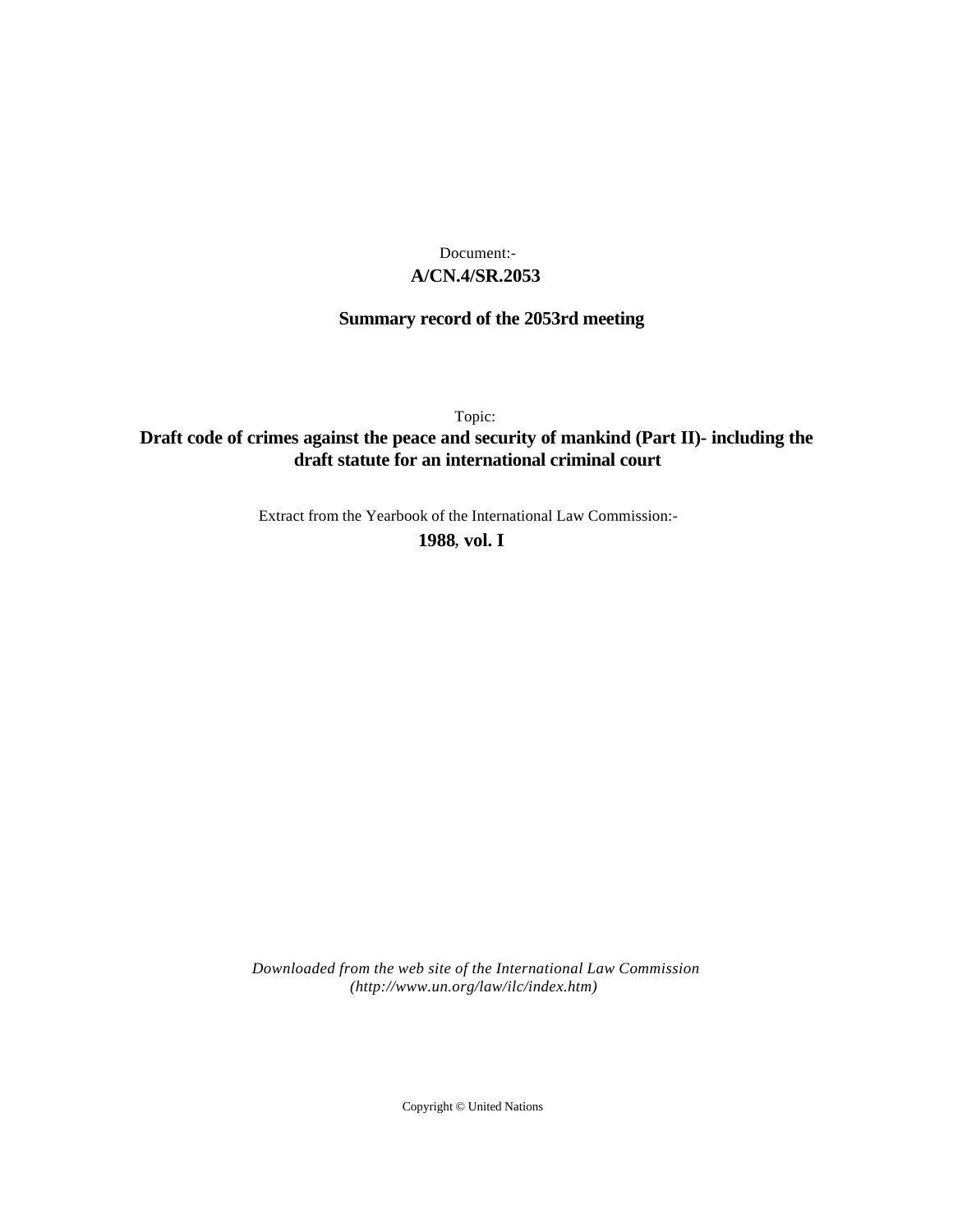Document:-

**A/CN.4/SR.2053**

**Summary record of the 2053rd meeting**

Topic:

**Draft code of crimes against the peace and security of mankind (Part II)- including the draft statute for an international criminal court**

Extract from the Yearbook of the International Law Commission:-

**1988, vol. I**

*Downloaded from the web site of the International Law Commission (http://www.un.org/law/ilc/index.htm)*

Copyright © United Nations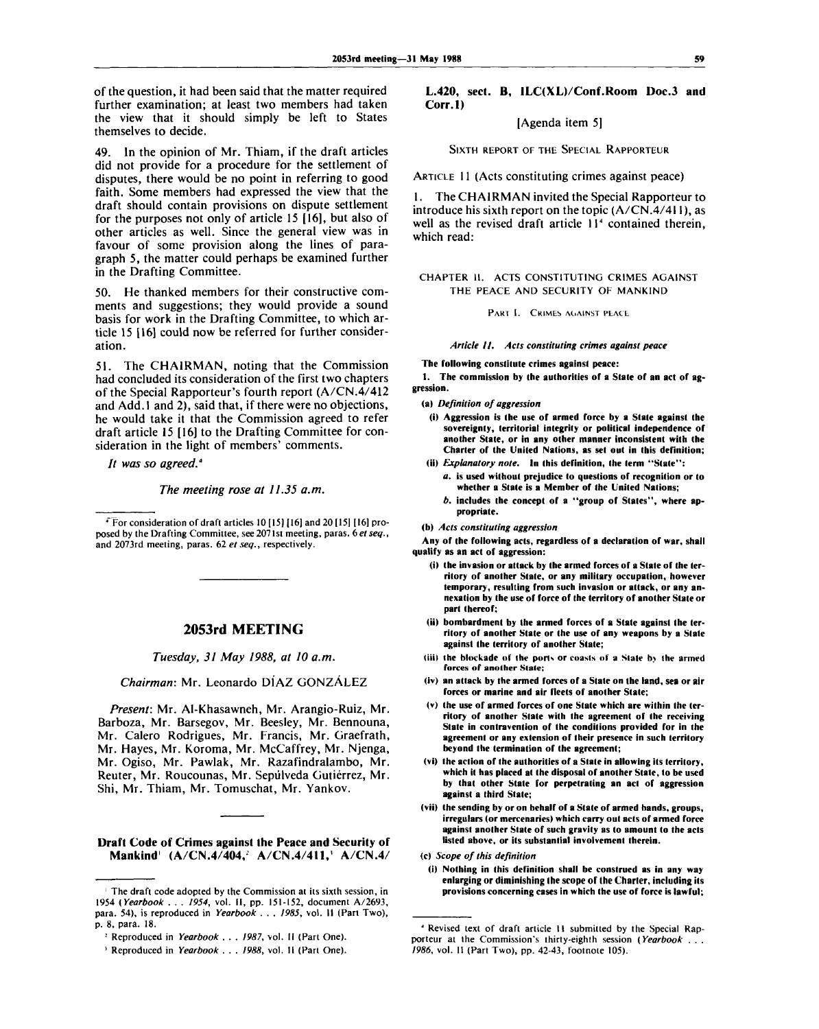of the question, it had been said that the matter required further examination; at least two members had taken the view that it should simply be left to States themselves to decide.

49. In the opinion of Mr. Thiam, if the draft articles did not provide for a procedure for the settlement of disputes, there would be no point in referring to good faith. Some members had expressed the view that the draft should contain provisions on dispute settlement for the purposes not only of article 15 [16], but also of other articles as well. Since the general view was in favour of some provision along the lines of paragraph 5, the matter could perhaps be examined further in the Drafting Committee.

50. He thanked members for their constructive comments and suggestions; they would provide a sound basis for work in the Drafting Committee, to which article 15 [16] could now be referred for further consideration.

51. The CHAIRMAN, noting that the Commission had concluded its consideration of the first two chapters of the Special Rapporteur's fourth report (A/CN.4/412 and Add.1 and 2), said that, if there were no objections, he would take it that the Commission agreed to refer draft article 15 [16] to the Drafting Committee for consideration in the light of members' comments.

*It was so agreed.*[a]

*The meeting rose at 11.35 a.m.*

[a] For consideration of draft articles 10 [15] [16] and 20 [15] [16] proposed by the Drafting Committee, see 2071st meeting, paras. 6 *et seq.*, and 2073rd meeting, paras. 62 *et seq.*, respectively.

---

## 2053rd MEETING

*Tuesday, 31 May 1988, at 10 a.m.*

*Chairman*: Mr. Leonardo DÍAZ GONZÁLEZ

*Present*: Mr. Al-Khasawneh, Mr. Arangio-Ruiz, Mr. Barboza, Mr. Barsegov, Mr. Beesley, Mr. Bennouna, Mr. Calero Rodrigues, Mr. Francis, Mr. Graefrath, Mr. Hayes, Mr. Koroma, Mr. McCaffrey, Mr. Njenga, Mr. Ogiso, Mr. Pawlak, Mr. Razafindralambo, Mr. Reuter, Mr. Roucounas, Mr. Sepúlveda Gutiérrez, Mr. Shi, Mr. Thiam, Mr. Tomuschat, Mr. Yankov.

---

### Draft Code of Crimes against the Peace and Security of Mankind[1] (A/CN.4/404,[2] A/CN.4/411,[3] A/CN.4/L.420, sect. B, ILC(XL)/Conf.Room Doc.3 and Corr.1)

[Agenda item 5]

SIXTH REPORT OF THE SPECIAL RAPPORTEUR

ARTICLE 11 (Acts constituting crimes against peace)

1. The CHAIRMAN invited the Special Rapporteur to introduce his sixth report on the topic (A/CN.4/411), as well as the revised draft article 11[4] contained therein, which read:

CHAPTER II. ACTS CONSTITUTING CRIMES AGAINST THE PEACE AND SECURITY OF MANKIND

PART I. CRIMES AGAINST PEACE

*Article 11. Acts constituting crimes against peace*

**The following constitute crimes against peace:**

**1. The commission by the authorities of a State of an act of aggression.**

**(a)** ***Definition of aggression***

**(i) Aggression is the use of armed force by a State against the sovereignty, territorial integrity or political independence of another State, or in any other manner inconsistent with the Charter of the United Nations, as set out in this definition;**

**(ii)** ***Explanatory note.*** **In this definition, the term "State":**

**a. is used without prejudice to questions of recognition or to whether a State is a Member of the United Nations;**

**b. includes the concept of a "group of States", where appropriate.**

**(b)** ***Acts constituting aggression***

**Any of the following acts, regardless of a declaration of war, shall qualify as an act of aggression:**

**(i) the invasion or attack by the armed forces of a State of the territory of another State, or any military occupation, however temporary, resulting from such invasion or attack, or any annexation by the use of force of the territory of another State or part thereof;**

**(ii) bombardment by the armed forces of a State against the territory of another State or the use of any weapons by a State against the territory of another State;**

**(iii) the blockade of the ports or coasts of a State by the armed forces of another State;**

**(iv) an attack by the armed forces of a State on the land, sea or air forces or marine and air fleets of another State;**

**(v) the use of armed forces of one State which are within the territory of another State with the agreement of the receiving State in contravention of the conditions provided for in the agreement or any extension of their presence in such territory beyond the termination of the agreement;**

**(vi) the action of the authorities of a State in allowing its territory, which it has placed at the disposal of another State, to be used by that other State for perpetrating an act of aggression against a third State;**

**(vii) the sending by or on behalf of a State of armed bands, groups, irregulars (or mercenaries) which carry out acts of armed force against another State of such gravity as to amount to the acts listed above, or its substantial involvement therein.**

**(c)** ***Scope of this definition***

**(i) Nothing in this definition shall be construed as in any way enlarging or diminishing the scope of the Charter, including its provisions concerning cases in which the use of force is lawful;**

---

[1] The draft code adopted by the Commission at its sixth session, in 1954 (*Yearbook . . . 1954*, vol. II, pp. 151-152, document A/2693, para. 54), is reproduced in *Yearbook . . . 1985*, vol. II (Part Two), p. 8, para. 18.

[2] Reproduced in *Yearbook . . . 1987*, vol. II (Part One).

[3] Reproduced in *Yearbook . . . 1988*, vol. II (Part One).

[4] Revised text of draft article 11 submitted by the Special Rapporteur at the Commission's thirty-eighth session (*Yearbook . . . 1986*, vol. II (Part Two), pp. 42-43, footnote 105).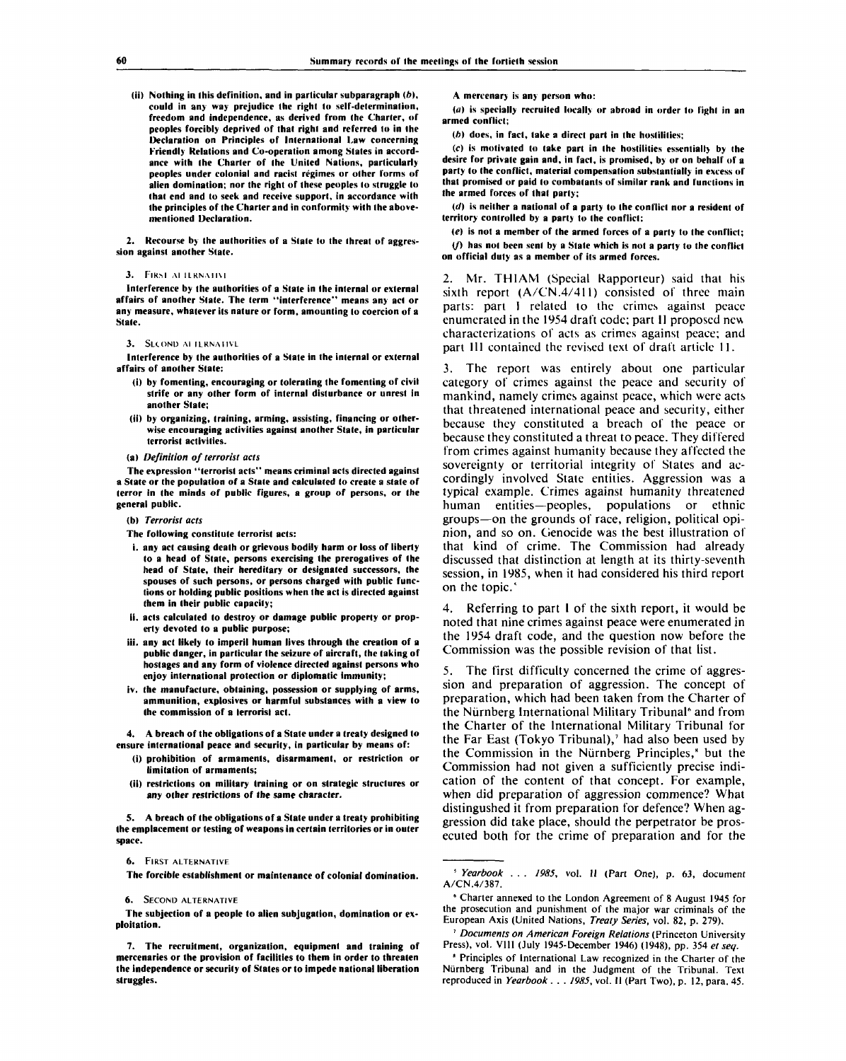(ii) Nothing in this definition, and in particular subparagraph (*b*), could in any way prejudice the right to self-determination, freedom and independence, as derived from the Charter, of peoples forcibly deprived of that right and referred to in the Declaration on Principles of International Law concerning Friendly Relations and Co-operation among States in accordance with the Charter of the United Nations, particularly peoples under colonial and racist régimes or other forms of alien domination; nor the right of these peoples to struggle to that end and to seek and receive support, in accordance with the principles of the Charter and in conformity with the above-mentioned Declaration.

2. Recourse by the authorities of a State to the threat of aggression against another State.

3. FIRST ALTERNATIVE

Interference by the authorities of a State in the internal or external affairs of another State. The term "interference" means any act or any measure, whatever its nature or form, amounting to coercion of a State.

3. SECOND ALTERNATIVE

Interference by the authorities of a State in the internal or external affairs of another State:

(i) by fomenting, encouraging or tolerating the fomenting of civil strife or any other form of internal disturbance or unrest in another State;

(ii) by organizing, training, arming, assisting, financing or otherwise encouraging activities against another State, in particular terrorist activities.

(*a*) *Definition of terrorist acts*

The expression "terrorist acts" means criminal acts directed against a State or the population of a State and calculated to create a state of terror in the minds of public figures, a group of persons, or the general public.

(*b*) *Terrorist acts*

The following constitute terrorist acts:

i. any act causing death or grievous bodily harm or loss of liberty to a head of State, persons exercising the prerogatives of the head of State, their hereditary or designated successors, the spouses of such persons, or persons charged with public functions or holding public positions when the act is directed against them in their public capacity;

ii. acts calculated to destroy or damage public property or property devoted to a public purpose;

iii. any act likely to imperil human lives through the creation of a public danger, in particular the seizure of aircraft, the taking of hostages and any form of violence directed against persons who enjoy international protection or diplomatic immunity;

iv. the manufacture, obtaining, possession or supplying of arms, ammunition, explosives or harmful substances with a view to the commission of a terrorist act.

4. A breach of the obligations of a State under a treaty designed to ensure international peace and security, in particular by means of:

(i) prohibition of armaments, disarmament, or restriction or limitation of armaments;

(ii) restrictions on military training or on strategic structures or any other restrictions of the same character.

5. A breach of the obligations of a State under a treaty prohibiting the emplacement or testing of weapons in certain territories or in outer space.

6. FIRST ALTERNATIVE

The forcible establishment or maintenance of colonial domination.

6. SECOND ALTERNATIVE

The subjection of a people to alien subjugation, domination or exploitation.

7. The recruitment, organization, equipment and training of mercenaries or the provision of facilities to them in order to threaten the independence or security of States or to impede national liberation struggles.

A mercenary is any person who:

(*a*) is specially recruited locally or abroad in order to fight in an armed conflict;

(*b*) does, in fact, take a direct part in the hostilities;

(*c*) is motivated to take part in the hostilities essentially by the desire for private gain and, in fact, is promised, by or on behalf of a party to the conflict, material compensation substantially in excess of that promised or paid to combatants of similar rank and functions in the armed forces of that party;

(*d*) is neither a national of a party to the conflict nor a resident of territory controlled by a party to the conflict;

(*e*) is not a member of the armed forces of a party to the conflict;

(*f*) has not been sent by a State which is not a party to the conflict on official duty as a member of its armed forces.

2. Mr. THIAM (Special Rapporteur) said that his sixth report (A/CN.4/411) consisted of three main parts: part I related to the crimes against peace enumerated in the 1954 draft code; part II proposed new characterizations of acts as crimes against peace; and part III contained the revised text of draft article 11.

3. The report was entirely about one particular category of crimes against the peace and security of mankind, namely crimes against peace, which were acts that threatened international peace and security, either because they constituted a breach of the peace or because they constituted a threat to peace. They differed from crimes against humanity because they affected the sovereignty or territorial integrity of States and accordingly involved State entities. Aggression was a typical example. Crimes against humanity threatened human entities—peoples, populations or ethnic groups—on the grounds of race, religion, political opinion, and so on. Genocide was the best illustration of that kind of crime. The Commission had already discussed that distinction at length at its thirty-seventh session, in 1985, when it had considered his third report on the topic.[5]

4. Referring to part I of the sixth report, it would be noted that nine crimes against peace were enumerated in the 1954 draft code, and the question now before the Commission was the possible revision of that list.

5. The first difficulty concerned the crime of aggression and preparation of aggression. The concept of preparation, which had been taken from the Charter of the Nürnberg International Military Tribunal[6] and from the Charter of the International Military Tribunal for the Far East (Tokyo Tribunal),[7] had also been used by the Commission in the Nürnberg Principles,[8] but the Commission had not given a sufficiently precise indication of the content of that concept. For example, when did preparation of aggression commence? What distinguished it from preparation for defence? When aggression did take place, should the perpetrator be prosecuted both for the crime of preparation and for the

---

[5] *Yearbook . . . 1985*, vol. II (Part One), p. 63, document A/CN.4/387.

[6] Charter annexed to the London Agreement of 8 August 1945 for the prosecution and punishment of the major war criminals of the European Axis (United Nations, *Treaty Series*, vol. 82, p. 279).

[7] *Documents on American Foreign Relations* (Princeton University Press), vol. VIII (July 1945-December 1946) (1948), pp. 354 *et seq.*

[8] Principles of International Law recognized in the Charter of the Nürnberg Tribunal and in the Judgment of the Tribunal. Text reproduced in *Yearbook . . . 1985*, vol. II (Part Two), p. 12, para. 45.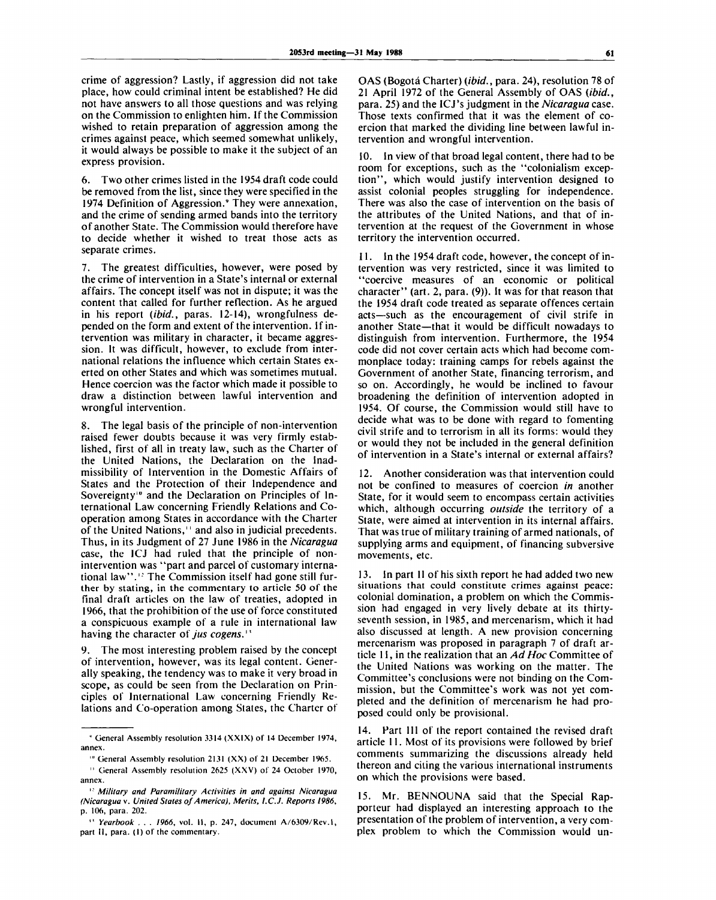crime of aggression? Lastly, if aggression did not take place, how could criminal intent be established? He did not have answers to all those questions and was relying on the Commission to enlighten him. If the Commission wished to retain preparation of aggression among the crimes against peace, which seemed somewhat unlikely, it would always be possible to make it the subject of an express provision.

6. Two other crimes listed in the 1954 draft code could be removed from the list, since they were specified in the 1974 Definition of Aggression.[9] They were annexation, and the crime of sending armed bands into the territory of another State. The Commission would therefore have to decide whether it wished to treat those acts as separate crimes.

7. The greatest difficulties, however, were posed by the crime of intervention in a State's internal or external affairs. The concept itself was not in dispute; it was the content that called for further reflection. As he argued in his report (*ibid.*, paras. 12-14), wrongfulness depended on the form and extent of the intervention. If intervention was military in character, it became aggression. It was difficult, however, to exclude from international relations the influence which certain States exerted on other States and which was sometimes mutual. Hence coercion was the factor which made it possible to draw a distinction between lawful intervention and wrongful intervention.

8. The legal basis of the principle of non-intervention raised fewer doubts because it was very firmly established, first of all in treaty law, such as the Charter of the United Nations, the Declaration on the Inadmissibility of Intervention in the Domestic Affairs of States and the Protection of their Independence and Sovereignty[10] and the Declaration on Principles of International Law concerning Friendly Relations and Co-operation among States in accordance with the Charter of the United Nations,[11] and also in judicial precedents. Thus, in its Judgment of 27 June 1986 in the *Nicaragua* case, the ICJ had ruled that the principle of non-intervention was "part and parcel of customary international law".[12] The Commission itself had gone still further by stating, in the commentary to article 50 of the final draft articles on the law of treaties, adopted in 1966, that the prohibition of the use of force constituted a conspicuous example of a rule in international law having the character of *jus cogens*.[13]

9. The most interesting problem raised by the concept of intervention, however, was its legal content. Generally speaking, the tendency was to make it very broad in scope, as could be seen from the Declaration on Principles of International Law concerning Friendly Relations and Co-operation among States, the Charter of OAS (Bogotá Charter) (*ibid.*, para. 24), resolution 78 of 21 April 1972 of the General Assembly of OAS (*ibid.*, para. 25) and the ICJ's judgment in the *Nicaragua* case. Those texts confirmed that it was the element of coercion that marked the dividing line between lawful intervention and wrongful intervention.

10. In view of that broad legal content, there had to be room for exceptions, such as the "colonialism exception", which would justify intervention designed to assist colonial peoples struggling for independence. There was also the case of intervention on the basis of the attributes of the United Nations, and that of intervention at the request of the Government in whose territory the intervention occurred.

11. In the 1954 draft code, however, the concept of intervention was very restricted, since it was limited to "coercive measures of an economic or political character" (art. 2, para. (9)). It was for that reason that the 1954 draft code treated as separate offences certain acts—such as the encouragement of civil strife in another State—that it would be difficult nowadays to distinguish from intervention. Furthermore, the 1954 code did not cover certain acts which had become commonplace today: training camps for rebels against the Government of another State, financing terrorism, and so on. Accordingly, he would be inclined to favour broadening the definition of intervention adopted in 1954. Of course, the Commission would still have to decide what was to be done with regard to fomenting civil strife and to terrorism in all its forms: would they or would they not be included in the general definition of intervention in a State's internal or external affairs?

12. Another consideration was that intervention could not be confined to measures of coercion *in* another State, for it would seem to encompass certain activities which, although occurring *outside* the territory of a State, were aimed at intervention in its internal affairs. That was true of military training of armed nationals, of supplying arms and equipment, of financing subversive movements, etc.

13. In part II of his sixth report he had added two new situations that could constitute crimes against peace: colonial domination, a problem on which the Commission had engaged in very lively debate at its thirty-seventh session, in 1985, and mercenarism, which it had also discussed at length. A new provision concerning mercenarism was proposed in paragraph 7 of draft article 11, in the realization that an *Ad Hoc* Committee of the United Nations was working on the matter. The Committee's conclusions were not binding on the Commission, but the Committee's work was not yet completed and the definition of mercenarism he had proposed could only be provisional.

14. Part III of the report contained the revised draft article 11. Most of its provisions were followed by brief comments summarizing the discussions already held thereon and citing the various international instruments on which the provisions were based.

15. Mr. BENNOUNA said that the Special Rapporteur had displayed an interesting approach to the presentation of the problem of intervention, a very complex problem to which the Commission would un-

---

[9] General Assembly resolution 3314 (XXIX) of 14 December 1974, annex.

[10] General Assembly resolution 2131 (XX) of 21 December 1965.

[11] General Assembly resolution 2625 (XXV) of 24 October 1970, annex.

[12] *Military and Paramilitary Activities in and against Nicaragua (Nicaragua v. United States of America), Merits, I.C.J. Reports 1986*, p. 106, para. 202.

[13] *Yearbook . . . 1966*, vol. II, p. 247, document A/6309/Rev.1, part II, para. (1) of the commentary.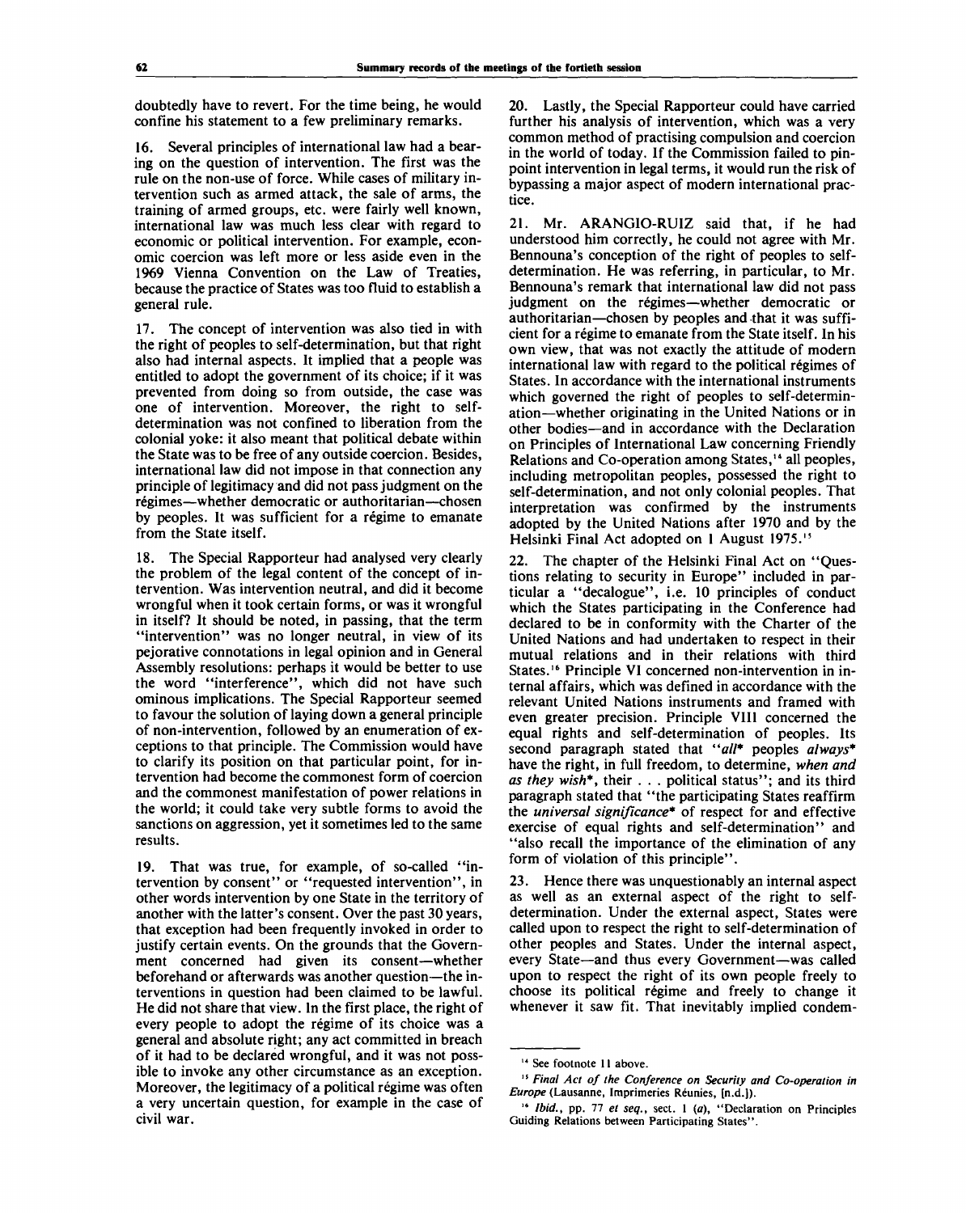doubtedly have to revert. For the time being, he would confine his statement to a few preliminary remarks.

16. Several principles of international law had a bearing on the question of intervention. The first was the rule on the non-use of force. While cases of military intervention such as armed attack, the sale of arms, the training of armed groups, etc. were fairly well known, international law was much less clear with regard to economic or political intervention. For example, economic coercion was left more or less aside even in the 1969 Vienna Convention on the Law of Treaties, because the practice of States was too fluid to establish a general rule.

17. The concept of intervention was also tied in with the right of peoples to self-determination, but that right also had internal aspects. It implied that a people was entitled to adopt the government of its choice; if it was prevented from doing so from outside, the case was one of intervention. Moreover, the right to self-determination was not confined to liberation from the colonial yoke: it also meant that political debate within the State was to be free of any outside coercion. Besides, international law did not impose in that connection any principle of legitimacy and did not pass judgment on the régimes—whether democratic or authoritarian—chosen by peoples. It was sufficient for a régime to emanate from the State itself.

18. The Special Rapporteur had analysed very clearly the problem of the legal content of the concept of intervention. Was intervention neutral, and did it become wrongful when it took certain forms, or was it wrongful in itself? It should be noted, in passing, that the term "intervention" was no longer neutral, in view of its pejorative connotations in legal opinion and in General Assembly resolutions: perhaps it would be better to use the word "interference", which did not have such ominous implications. The Special Rapporteur seemed to favour the solution of laying down a general principle of non-intervention, followed by an enumeration of exceptions to that principle. The Commission would have to clarify its position on that particular point, for intervention had become the commonest form of coercion and the commonest manifestation of power relations in the world; it could take very subtle forms to avoid the sanctions on aggression, yet it sometimes led to the same results.

19. That was true, for example, of so-called "intervention by consent" or "requested intervention", in other words intervention by one State in the territory of another with the latter's consent. Over the past 30 years, that exception had been frequently invoked in order to justify certain events. On the grounds that the Government concerned had given its consent—whether beforehand or afterwards was another question—the interventions in question had been claimed to be lawful. He did not share that view. In the first place, the right of every people to adopt the régime of its choice was a general and absolute right; any act committed in breach of it had to be declared wrongful, and it was not possible to invoke any other circumstance as an exception. Moreover, the legitimacy of a political régime was often a very uncertain question, for example in the case of civil war.

20. Lastly, the Special Rapporteur could have carried further his analysis of intervention, which was a very common method of practising compulsion and coercion in the world of today. If the Commission failed to pinpoint intervention in legal terms, it would run the risk of bypassing a major aspect of modern international practice.

21. Mr. ARANGIO-RUIZ said that, if he had understood him correctly, he could not agree with Mr. Bennouna's conception of the right of peoples to self-determination. He was referring, in particular, to Mr. Bennouna's remark that international law did not pass judgment on the régimes—whether democratic or authoritarian—chosen by peoples and that it was sufficient for a régime to emanate from the State itself. In his own view, that was not exactly the attitude of modern international law with regard to the political régimes of States. In accordance with the international instruments which governed the right of peoples to self-determination—whether originating in the United Nations or in other bodies—and in accordance with the Declaration on Principles of International Law concerning Friendly Relations and Co-operation among States,[14] all peoples, including metropolitan peoples, possessed the right to self-determination, and not only colonial peoples. That interpretation was confirmed by the instruments adopted by the United Nations after 1970 and by the Helsinki Final Act adopted on 1 August 1975.[15]

22. The chapter of the Helsinki Final Act on "Questions relating to security in Europe" included in particular a "decalogue", i.e. 10 principles of conduct which the States participating in the Conference had declared to be in conformity with the Charter of the United Nations and had undertaken to respect in their mutual relations and in their relations with third States.[16] Principle VI concerned non-intervention in internal affairs, which was defined in accordance with the relevant United Nations instruments and framed with even greater precision. Principle VIII concerned the equal rights and self-determination of peoples. Its second paragraph stated that "*all** peoples *always** have the right, in full freedom, to determine, *when and as they wish**, their . . . political status"; and its third paragraph stated that "the participating States reaffirm the *universal significance** of respect for and effective exercise of equal rights and self-determination" and "also recall the importance of the elimination of any form of violation of this principle".

23. Hence there was unquestionably an internal aspect as well as an external aspect of the right to self-determination. Under the external aspect, States were called upon to respect the right to self-determination of other peoples and States. Under the internal aspect, every State—and thus every Government—was called upon to respect the right of its own people freely to choose its political régime and freely to change it whenever it saw fit. That inevitably implied condem-

---

[14] See footnote 11 above.

[15] *Final Act of the Conference on Security and Co-operation in Europe* (Lausanne, Imprimeries Réunies, [n.d.]).

[16] *Ibid.*, pp. 77 *et seq.*, sect. 1 (*a*), "Declaration on Principles Guiding Relations between Participating States".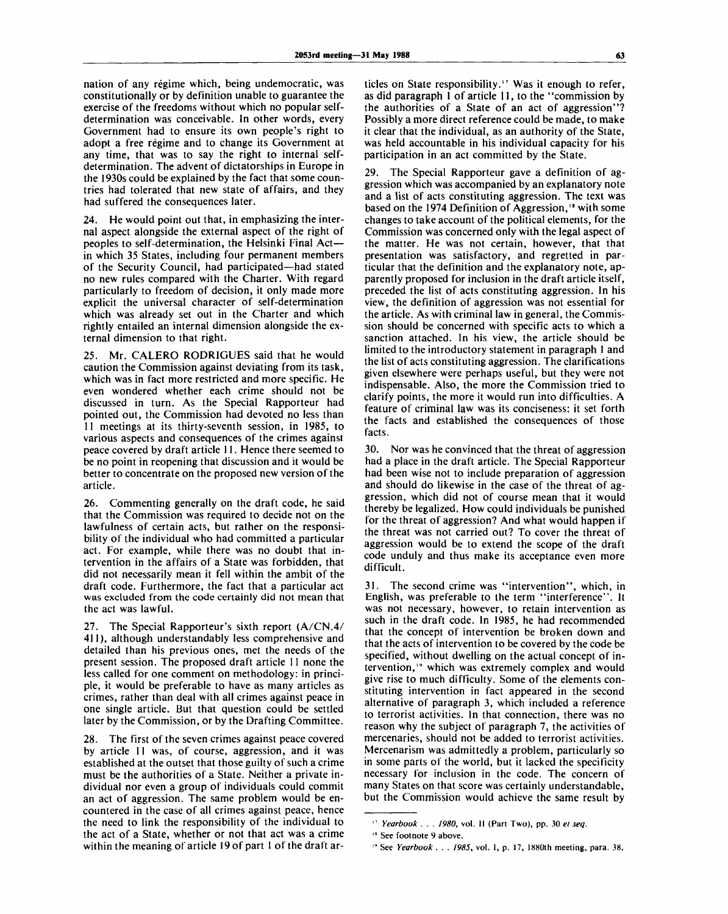nation of any régime which, being undemocratic, was constitutionally or by definition unable to guarantee the exercise of the freedoms without which no popular self-determination was conceivable. In other words, every Government had to ensure its own people's right to adopt a free régime and to change its Government at any time, that was to say the right to internal self-determination. The advent of dictatorships in Europe in the 1930s could be explained by the fact that some countries had tolerated that new state of affairs, and they had suffered the consequences later.

24. He would point out that, in emphasizing the internal aspect alongside the external aspect of the right of peoples to self-determination, the Helsinki Final Act—in which 35 States, including four permanent members of the Security Council, had participated—had stated no new rules compared with the Charter. With regard particularly to freedom of decision, it only made more explicit the universal character of self-determination which was already set out in the Charter and which rightly entailed an internal dimension alongside the external dimension to that right.

25. Mr. CALERO RODRIGUES said that he would caution the Commission against deviating from its task, which was in fact more restricted and more specific. He even wondered whether each crime should not be discussed in turn. As the Special Rapporteur had pointed out, the Commission had devoted no less than 11 meetings at its thirty-seventh session, in 1985, to various aspects and consequences of the crimes against peace covered by draft article 11. Hence there seemed to be no point in reopening that discussion and it would be better to concentrate on the proposed new version of the article.

26. Commenting generally on the draft code, he said that the Commission was required to decide not on the lawfulness of certain acts, but rather on the responsibility of the individual who had committed a particular act. For example, while there was no doubt that intervention in the affairs of a State was forbidden, that did not necessarily mean it fell within the ambit of the draft code. Furthermore, the fact that a particular act was excluded from the code certainly did not mean that the act was lawful.

27. The Special Rapporteur's sixth report (A/CN.4/411), although understandably less comprehensive and detailed than his previous ones, met the needs of the present session. The proposed draft article 11 none the less called for one comment on methodology: in principle, it would be preferable to have as many articles as crimes, rather than deal with all crimes against peace in one single article. But that question could be settled later by the Commission, or by the Drafting Committee.

28. The first of the seven crimes against peace covered by article 11 was, of course, aggression, and it was established at the outset that those guilty of such a crime must be the authorities of a State. Neither a private individual nor even a group of individuals could commit an act of aggression. The same problem would be encountered in the case of all crimes against peace, hence the need to link the responsibility of the individual to the act of a State, whether or not that act was a crime within the meaning of article 19 of part 1 of the draft articles on State responsibility.[17] Was it enough to refer, as did paragraph 1 of article 11, to the "commission by the authorities of a State of an act of aggression"? Possibly a more direct reference could be made, to make it clear that the individual, as an authority of the State, was held accountable in his individual capacity for his participation in an act committed by the State.

29. The Special Rapporteur gave a definition of aggression which was accompanied by an explanatory note and a list of acts constituting aggression. The text was based on the 1974 Definition of Aggression,[18] with some changes to take account of the political elements, for the Commission was concerned only with the legal aspect of the matter. He was not certain, however, that that presentation was satisfactory, and regretted in particular that the definition and the explanatory note, apparently proposed for inclusion in the draft article itself, preceded the list of acts constituting aggression. In his view, the definition of aggression was not essential for the article. As with criminal law in general, the Commission should be concerned with specific acts to which a sanction attached. In his view, the article should be limited to the introductory statement in paragraph 1 and the list of acts constituting aggression. The clarifications given elsewhere were perhaps useful, but they were not indispensable. Also, the more the Commission tried to clarify points, the more it would run into difficulties. A feature of criminal law was its conciseness: it set forth the facts and established the consequences of those facts.

30. Nor was he convinced that the threat of aggression had a place in the draft article. The Special Rapporteur had been wise not to include preparation of aggression and should do likewise in the case of the threat of aggression, which did not of course mean that it would thereby be legalized. How could individuals be punished for the threat of aggression? And what would happen if the threat was not carried out? To cover the threat of aggression would be to extend the scope of the draft code unduly and thus make its acceptance even more difficult.

31. The second crime was "intervention", which, in English, was preferable to the term "interference". It was not necessary, however, to retain intervention as such in the draft code. In 1985, he had recommended that the concept of intervention be broken down and that the acts of intervention to be covered by the code be specified, without dwelling on the actual concept of intervention,[19] which was extremely complex and would give rise to much difficulty. Some of the elements constituting intervention in fact appeared in the second alternative of paragraph 3, which included a reference to terrorist activities. In that connection, there was no reason why the subject of paragraph 7, the activities of mercenaries, should not be added to terrorist activities. Mercenarism was admittedly a problem, particularly so in some parts of the world, but it lacked the specificity necessary for inclusion in the code. The concern of many States on that score was certainly understandable, but the Commission would achieve the same result by

---

[17] *Yearbook . . . 1980*, vol. II (Part Two), pp. 30 *et seq.*

[18] See footnote 9 above.

[19] See *Yearbook . . . 1985*, vol. I, p. 17, 1880th meeting, para. 38.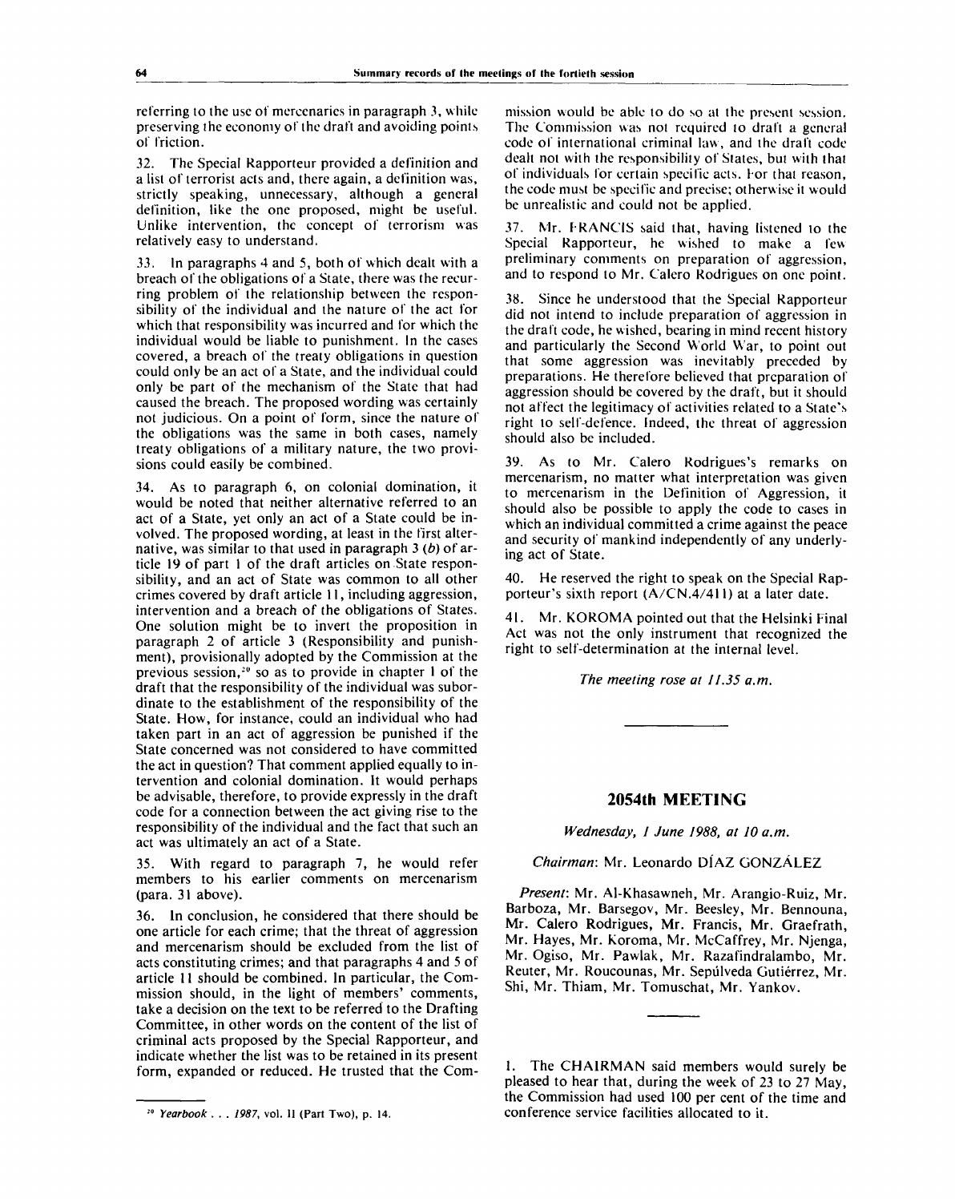referring to the use of mercenaries in paragraph 3, while preserving the economy of the draft and avoiding points of friction.

32. The Special Rapporteur provided a definition and a list of terrorist acts and, there again, a definition was, strictly speaking, unnecessary, although a general definition, like the one proposed, might be useful. Unlike intervention, the concept of terrorism was relatively easy to understand.

33. In paragraphs 4 and 5, both of which dealt with a breach of the obligations of a State, there was the recurring problem of the relationship between the responsibility of the individual and the nature of the act for which that responsibility was incurred and for which the individual would be liable to punishment. In the cases covered, a breach of the treaty obligations in question could only be an act of a State, and the individual could only be part of the mechanism of the State that had caused the breach. The proposed wording was certainly not judicious. On a point of form, since the nature of the obligations was the same in both cases, namely treaty obligations of a military nature, the two provisions could easily be combined.

34. As to paragraph 6, on colonial domination, it would be noted that neither alternative referred to an act of a State, yet only an act of a State could be involved. The proposed wording, at least in the first alternative, was similar to that used in paragraph 3 (*b*) of article 19 of part 1 of the draft articles on State responsibility, and an act of State was common to all other crimes covered by draft article 11, including aggression, intervention and a breach of the obligations of States. One solution might be to invert the proposition in paragraph 2 of article 3 (Responsibility and punishment), provisionally adopted by the Commission at the previous session,[20] so as to provide in chapter 1 of the draft that the responsibility of the individual was subordinate to the establishment of the responsibility of the State. How, for instance, could an individual who had taken part in an act of aggression be punished if the State concerned was not considered to have committed the act in question? That comment applied equally to intervention and colonial domination. It would perhaps be advisable, therefore, to provide expressly in the draft code for a connection between the act giving rise to the responsibility of the individual and the fact that such an act was ultimately an act of a State.

35. With regard to paragraph 7, he would refer members to his earlier comments on mercenarism (para. 31 above).

36. In conclusion, he considered that there should be one article for each crime; that the threat of aggression and mercenarism should be excluded from the list of acts constituting crimes; and that paragraphs 4 and 5 of article 11 should be combined. In particular, the Commission should, in the light of members' comments, take a decision on the text to be referred to the Drafting Committee, in other words on the content of the list of criminal acts proposed by the Special Rapporteur, and indicate whether the list was to be retained in its present form, expanded or reduced. He trusted that the Commission would be able to do so at the present session. The Commission was not required to draft a general code of international criminal law, and the draft code dealt not with the responsibility of States, but with that of individuals for certain specific acts. For that reason, the code must be specific and precise; otherwise it would be unrealistic and could not be applied.

37. Mr. FRANCIS said that, having listened to the Special Rapporteur, he wished to make a few preliminary comments on preparation of aggression, and to respond to Mr. Calero Rodrigues on one point.

38. Since he understood that the Special Rapporteur did not intend to include preparation of aggression in the draft code, he wished, bearing in mind recent history and particularly the Second World War, to point out that some aggression was inevitably preceded by preparations. He therefore believed that preparation of aggression should be covered by the draft, but it should not affect the legitimacy of activities related to a State's right to self-defence. Indeed, the threat of aggression should also be included.

39. As to Mr. Calero Rodrigues's remarks on mercenarism, no matter what interpretation was given to mercenarism in the Definition of Aggression, it should also be possible to apply the code to cases in which an individual committed a crime against the peace and security of mankind independently of any underlying act of State.

40. He reserved the right to speak on the Special Rapporteur's sixth report (A/CN.4/411) at a later date.

41. Mr. KOROMA pointed out that the Helsinki Final Act was not the only instrument that recognized the right to self-determination at the internal level.

*The meeting rose at 11.35 a.m.*

---

## 2054th MEETING

*Wednesday, 1 June 1988, at 10 a.m.*

*Chairman*: Mr. Leonardo DÍAZ GONZÁLEZ

*Present*: Mr. Al-Khasawneh, Mr. Arangio-Ruiz, Mr. Barboza, Mr. Barsegov, Mr. Beesley, Mr. Bennouna, Mr. Calero Rodrigues, Mr. Francis, Mr. Graefrath, Mr. Hayes, Mr. Koroma, Mr. McCaffrey, Mr. Njenga, Mr. Ogiso, Mr. Pawlak, Mr. Razafindralambo, Mr. Reuter, Mr. Roucounas, Mr. Sepúlveda Gutiérrez, Mr. Shi, Mr. Thiam, Mr. Tomuschat, Mr. Yankov.

---

1. The CHAIRMAN said members would surely be pleased to hear that, during the week of 23 to 27 May, the Commission had used 100 per cent of the time and conference service facilities allocated to it.

---

[20] *Yearbook . . . 1987*, vol. II (Part Two), p. 14.